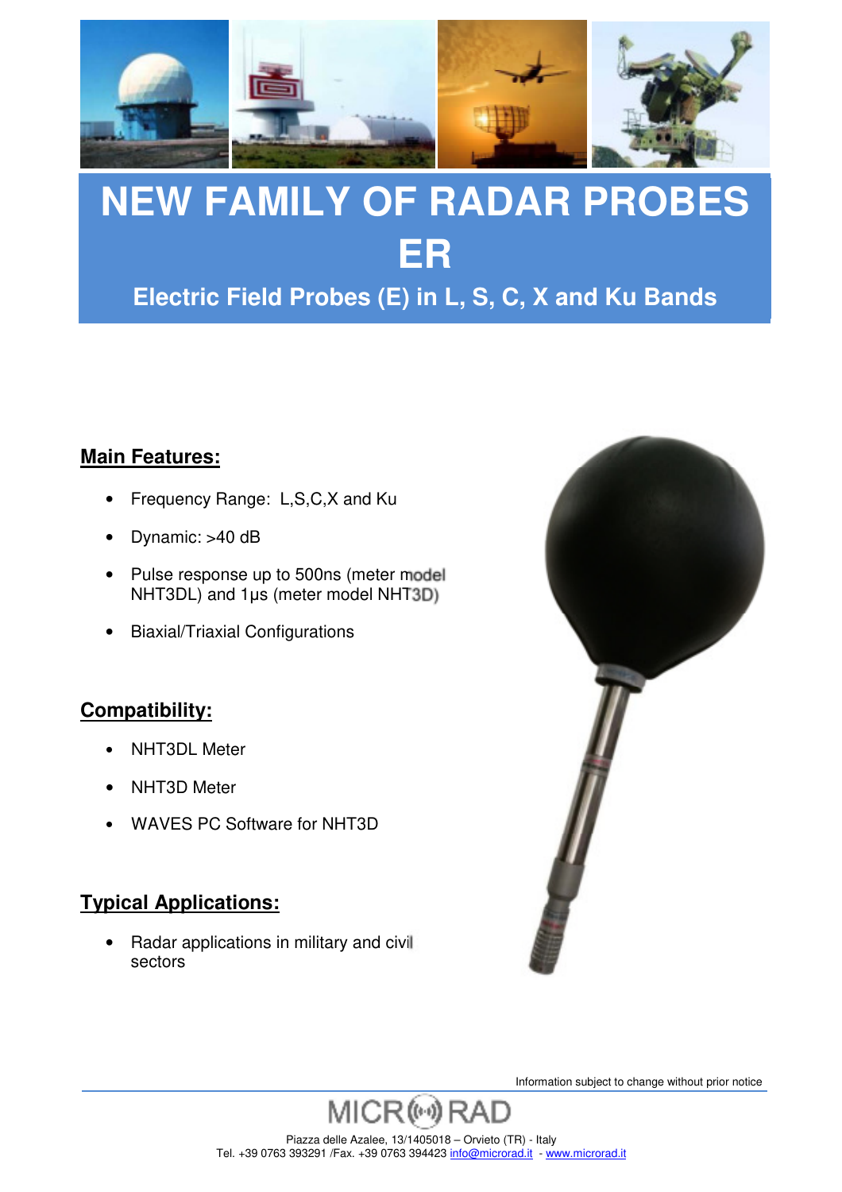# NEW FAMILY OF RADAR PROBES

# ER

### Electric Field Probes (E) in L, S, C, X and Ku Bands

## Main Features:

- Frequency Range: L,S,C,X and Ku
- Dynamic: >40 dB
- Pulse response up to 500ns (meter model NHT3DL) and 1μs (meter model NHT3D)
- Biaxial/Triaxial Configurations

## Compatibility:

- NHT3DL Meter
- NHT3D Meter
- WAVES PC Software for NHT3D

## Typical Applications:

- Radar applications in military and civil sectors

Information subject to change without prior notice

MICRORAD

Piazza delle Azalee, 13/1405018 – Orvieto (TR) - Italy
Tel. +39 0763 393291 /Fax. +39 0763 394423 info@microrad.it - www.microrad.it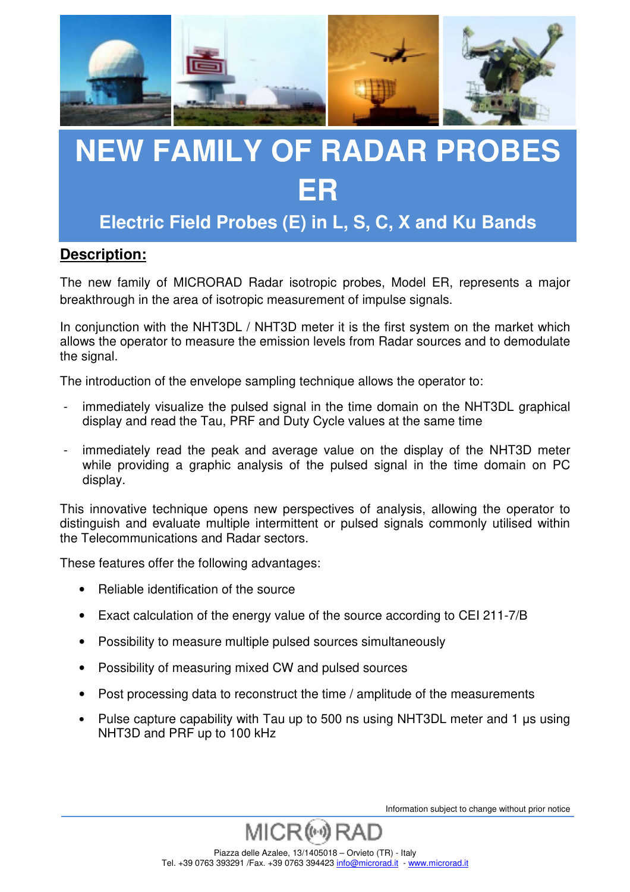# NEW FAMILY OF RADAR PROBES ER

## Electric Field Probes (E) in L, S, C, X and Ku Bands

## Description:

The new family of MICRORAD Radar isotropic probes, Model ER, represents a major breakthrough in the area of isotropic measurement of impulse signals.

In conjunction with the NHT3DL / NHT3D meter it is the first system on the market which allows the operator to measure the emission levels from Radar sources and to demodulate the signal.

The introduction of the envelope sampling technique allows the operator to:

- immediately visualize the pulsed signal in the time domain on the NHT3DL graphical display and read the Tau, PRF and Duty Cycle values at the same time
- immediately read the peak and average value on the display of the NHT3D meter while providing a graphic analysis of the pulsed signal in the time domain on PC display.

This innovative technique opens new perspectives of analysis, allowing the operator to distinguish and evaluate multiple intermittent or pulsed signals commonly utilised within the Telecommunications and Radar sectors.

These features offer the following advantages:

- Reliable identification of the source
- Exact calculation of the energy value of the source according to CEI 211-7/B
- Possibility to measure multiple pulsed sources simultaneously
- Possibility of measuring mixed CW and pulsed sources
- Post processing data to reconstruct the time / amplitude of the measurements
- Pulse capture capability with Tau up to 500 ns using NHT3DL meter and 1 μs using NHT3D and PRF up to 100 kHz

Information subject to change without prior notice

MICRORAD

Piazza delle Azalee, 13/1405018 – Orvieto (TR) - Italy
Tel. +39 0763 393291 /Fax. +39 0763 394423 info@microrad.it - www.microrad.it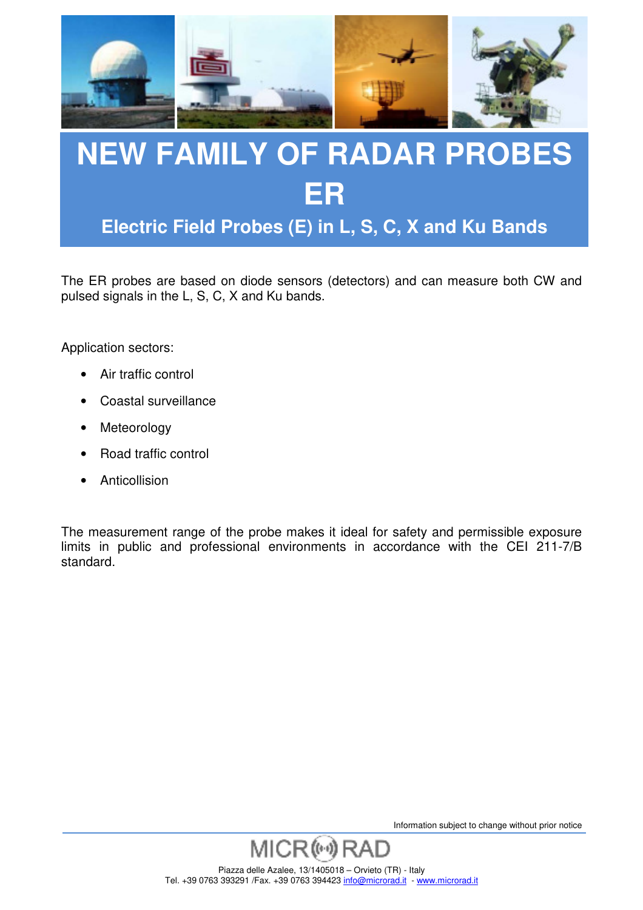# NEW FAMILY OF RADAR PROBES ER

## Electric Field Probes (E) in L, S, C, X and Ku Bands

The ER probes are based on diode sensors (detectors) and can measure both CW and pulsed signals in the L, S, C, X and Ku bands.

Application sectors:

- Air traffic control
- Coastal surveillance
- Meteorology
- Road traffic control
- Anticollision

The measurement range of the probe makes it ideal for safety and permissible exposure limits in public and professional environments in accordance with the CEI 211-7/B standard.

Information subject to change without prior notice

MICRORAD

Piazza delle Azalee, 13/1405018 – Orvieto (TR) - Italy
Tel. +39 0763 393291 /Fax. +39 0763 394423 info@microrad.it - www.microrad.it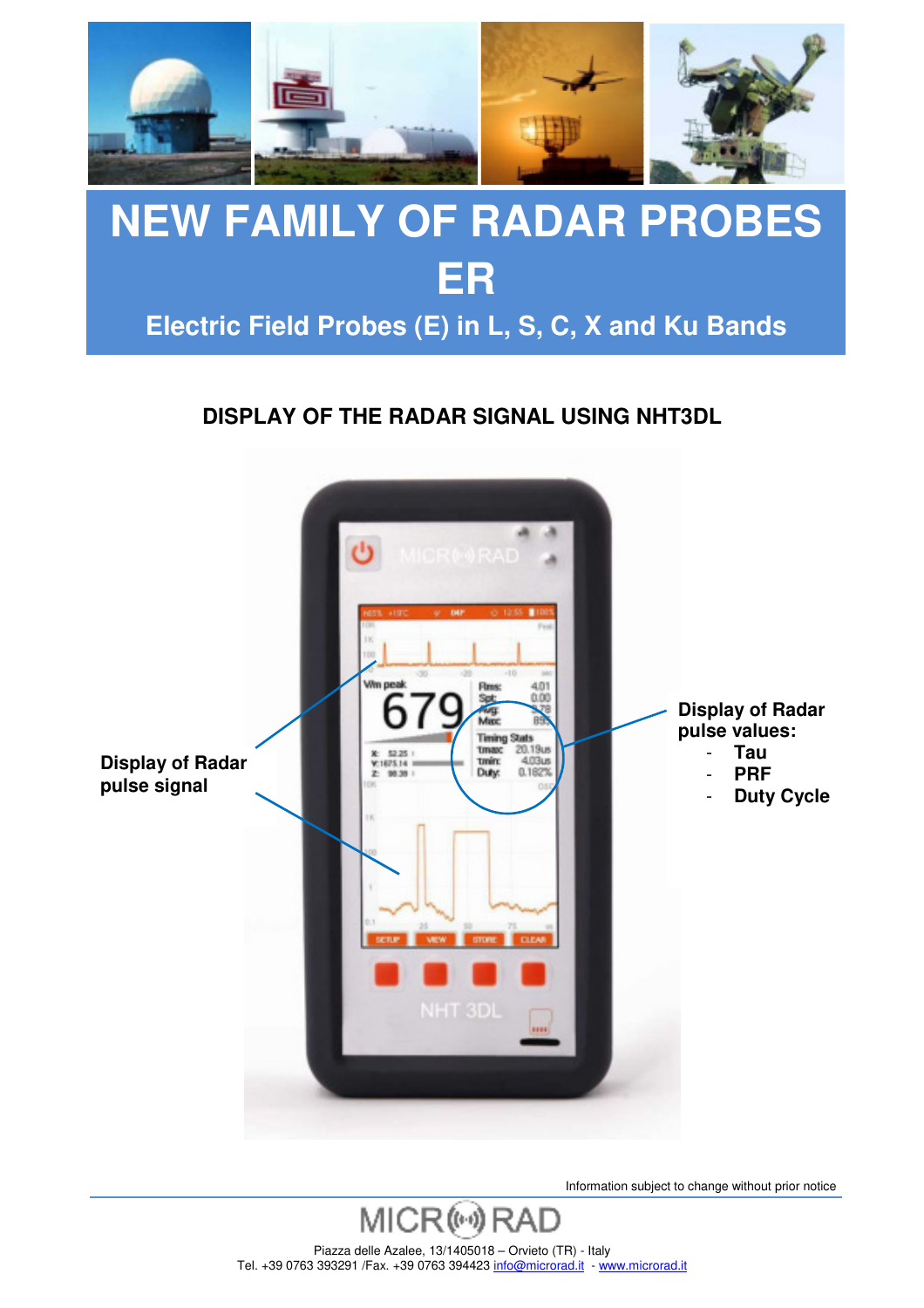# NEW FAMILY OF RADAR PROBES ER

## Electric Field Probes (E) in L, S, C, X and Ku Bands

### DISPLAY OF THE RADAR SIGNAL USING NHT3DL

**Display of Radar pulse signal**

**Display of Radar pulse values:**

- **Tau**
- **PRF**
- **Duty Cycle**

Information subject to change without prior notice

MICRORAD

Piazza delle Azalee, 13/1405018 – Orvieto (TR) - Italy
Tel. +39 0763 393291 /Fax. +39 0763 394423 info@microrad.it - www.microrad.it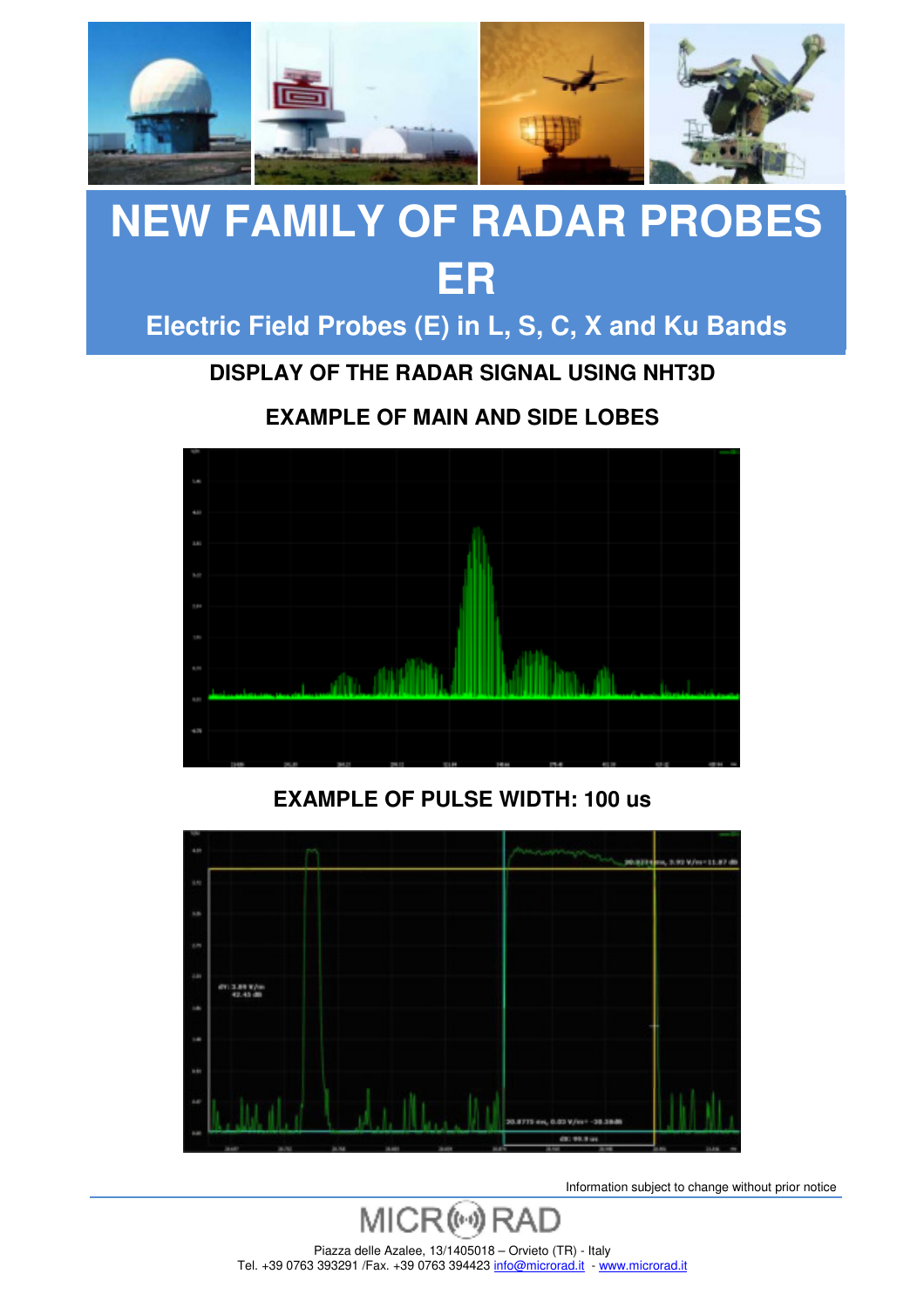# NEW FAMILY OF RADAR PROBES ER

## Electric Field Probes (E) in L, S, C, X and Ku Bands

### DISPLAY OF THE RADAR SIGNAL USING NHT3D

### EXAMPLE OF MAIN AND SIDE LOBES

### EXAMPLE OF PULSE WIDTH: 100 us

Information subject to change without prior notice

Piazza delle Azalee, 13/1405018 – Orvieto (TR) - Italy
Tel. +39 0763 393291 /Fax. +39 0763 394423 info@microrad.it - www.microrad.it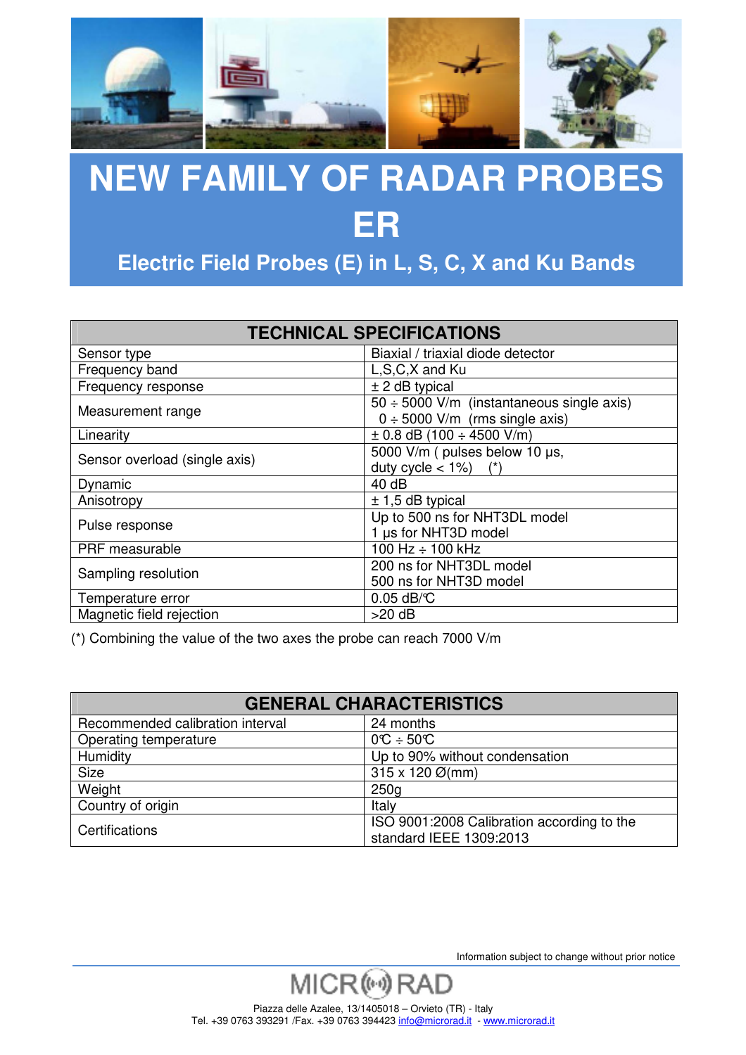# NEW FAMILY OF RADAR PROBES ER

## Electric Field Probes (E) in L, S, C, X and Ku Bands

| TECHNICAL SPECIFICATIONS | |
|---|---|
| Sensor type | Biaxial / triaxial diode detector |
| Frequency band | L,S,C,X and Ku |
| Frequency response | ± 2 dB typical |
| Measurement range | 50 ÷ 5000 V/m (instantaneous single axis)<br>0 ÷ 5000 V/m (rms single axis) |
| Linearity | ± 0.8 dB (100 ÷ 4500 V/m) |
| Sensor overload (single axis) | 5000 V/m ( pulses below 10 µs, duty cycle < 1%) (*) |
| Dynamic | 40 dB |
| Anisotropy | ± 1,5 dB typical |
| Pulse response | Up to 500 ns for NHT3DL model<br>1 µs for NHT3D model |
| PRF measurable | 100 Hz ÷ 100 kHz |
| Sampling resolution | 200 ns for NHT3DL model<br>500 ns for NHT3D model |
| Temperature error | 0.05 dB/℃ |
| Magnetic field rejection | >20 dB |

(*) Combining the value of the two axes the probe can reach 7000 V/m

| GENERAL CHARACTERISTICS | |
|---|---|
| Recommended calibration interval | 24 months |
| Operating temperature | 0℃ ÷ 50℃ |
| Humidity | Up to 90% without condensation |
| Size | 315 x 120 Ø(mm) |
| Weight | 250g |
| Country of origin | Italy |
| Certifications | ISO 9001:2008 Calibration according to the standard IEEE 1309:2013 |

Information subject to change without prior notice

MICRORAD

Piazza delle Azalee, 13/1405018 – Orvieto (TR) - Italy
Tel. +39 0763 393291 /Fax. +39 0763 394423 info@microrad.it - www.microrad.it